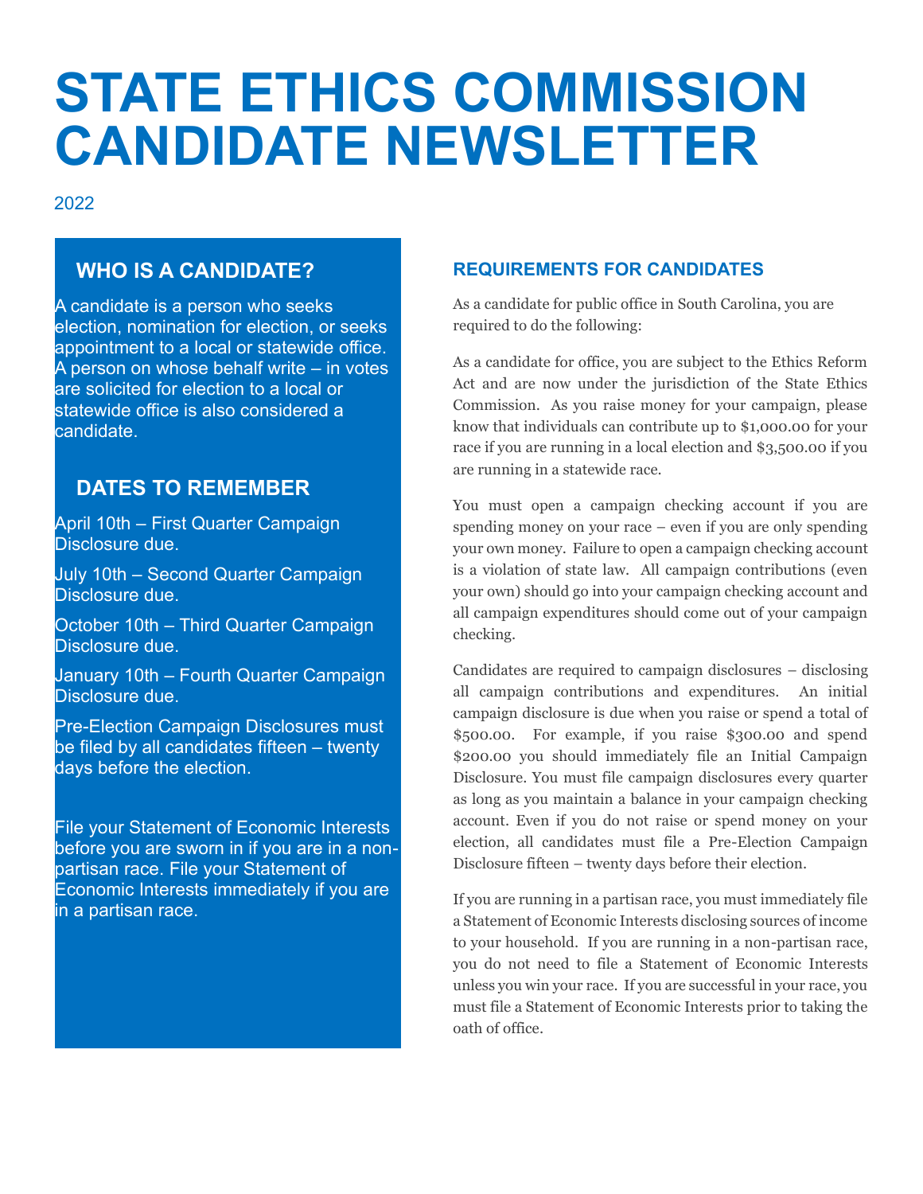# STATE ETHICS COMMISSION CANDIDATE NEWSLETTER

2022

## WHO IS A CANDIDATE?

A candidate is a person who seeks election, nomination for election, or seeks appointment to a local or statewide office. A person on whose behalf write – in votes are solicited for election to a local or statewide office is also considered a candidate.

## DATES TO REMEMBER

April 10th – First Quarter Campaign Disclosure due.

July 10th – Second Quarter Campaign Disclosure due.

October 10th – Third Quarter Campaign Disclosure due.

January 10th – Fourth Quarter Campaign Disclosure due.

Pre-Election Campaign Disclosures must be filed by all candidates fifteen – twenty days before the election.

File your Statement of Economic Interests before you are sworn in if you are in a non-partisan race. File your Statement of Economic Interests immediately if you are in a partisan race.

## REQUIREMENTS FOR CANDIDATES

As a candidate for public office in South Carolina, you are required to do the following:

As a candidate for office, you are subject to the Ethics Reform Act and are now under the jurisdiction of the State Ethics Commission. As you raise money for your campaign, please know that individuals can contribute up to $1,000.00 for your race if you are running in a local election and $3,500.00 if you are running in a statewide race.

You must open a campaign checking account if you are spending money on your race – even if you are only spending your own money. Failure to open a campaign checking account is a violation of state law. All campaign contributions (even your own) should go into your campaign checking account and all campaign expenditures should come out of your campaign checking.

Candidates are required to campaign disclosures – disclosing all campaign contributions and expenditures. An initial campaign disclosure is due when you raise or spend a total of $500.00. For example, if you raise $300.00 and spend $200.00 you should immediately file an Initial Campaign Disclosure. You must file campaign disclosures every quarter as long as you maintain a balance in your campaign checking account. Even if you do not raise or spend money on your election, all candidates must file a Pre-Election Campaign Disclosure fifteen – twenty days before their election.

If you are running in a partisan race, you must immediately file a Statement of Economic Interests disclosing sources of income to your household. If you are running in a non-partisan race, you do not need to file a Statement of Economic Interests unless you win your race. If you are successful in your race, you must file a Statement of Economic Interests prior to taking the oath of office.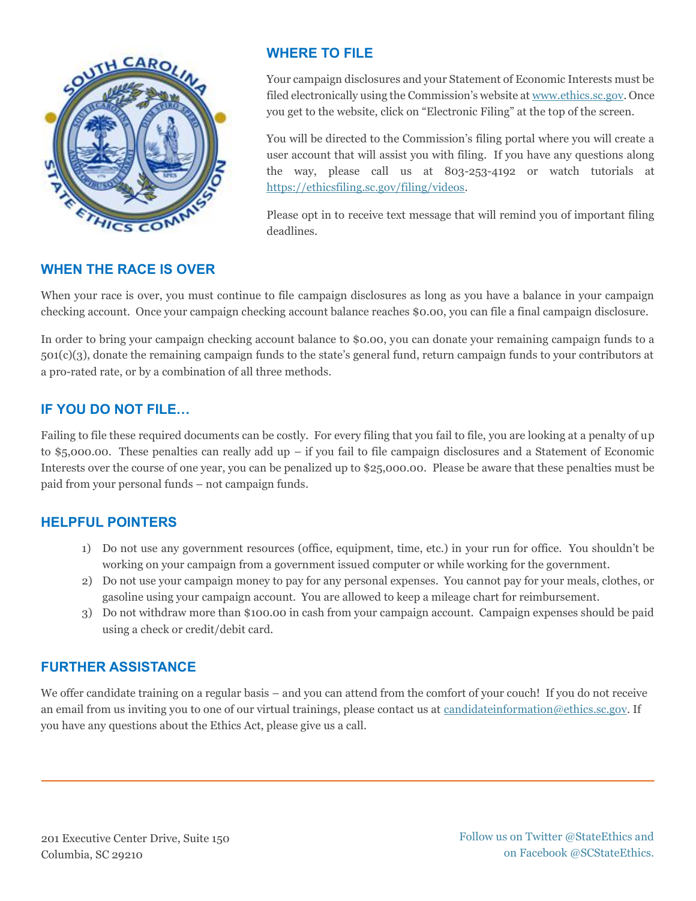## WHERE TO FILE

Your campaign disclosures and your Statement of Economic Interests must be filed electronically using the Commission's website at www.ethics.sc.gov. Once you get to the website, click on "Electronic Filing" at the top of the screen.

You will be directed to the Commission's filing portal where you will create a user account that will assist you with filing. If you have any questions along the way, please call us at 803-253-4192 or watch tutorials at https://ethicsfiling.sc.gov/filing/videos.

Please opt in to receive text message that will remind you of important filing deadlines.

## WHEN THE RACE IS OVER

When your race is over, you must continue to file campaign disclosures as long as you have a balance in your campaign checking account. Once your campaign checking account balance reaches $0.00, you can file a final campaign disclosure.

In order to bring your campaign checking account balance to $0.00, you can donate your remaining campaign funds to a 501(c)(3), donate the remaining campaign funds to the state's general fund, return campaign funds to your contributors at a pro-rated rate, or by a combination of all three methods.

## IF YOU DO NOT FILE…

Failing to file these required documents can be costly. For every filing that you fail to file, you are looking at a penalty of up to $5,000.00. These penalties can really add up – if you fail to file campaign disclosures and a Statement of Economic Interests over the course of one year, you can be penalized up to $25,000.00. Please be aware that these penalties must be paid from your personal funds – not campaign funds.

## HELPFUL POINTERS

1) Do not use any government resources (office, equipment, time, etc.) in your run for office. You shouldn't be working on your campaign from a government issued computer or while working for the government.
2) Do not use your campaign money to pay for any personal expenses. You cannot pay for your meals, clothes, or gasoline using your campaign account. You are allowed to keep a mileage chart for reimbursement.
3) Do not withdraw more than $100.00 in cash from your campaign account. Campaign expenses should be paid using a check or credit/debit card.

## FURTHER ASSISTANCE

We offer candidate training on a regular basis – and you can attend from the comfort of your couch! If you do not receive an email from us inviting you to one of our virtual trainings, please contact us at candidateinformation@ethics.sc.gov. If you have any questions about the Ethics Act, please give us a call.

---

201 Executive Center Drive, Suite 150
Columbia, SC 29210

Follow us on Twitter @StateEthics and on Facebook @SCStateEthics.